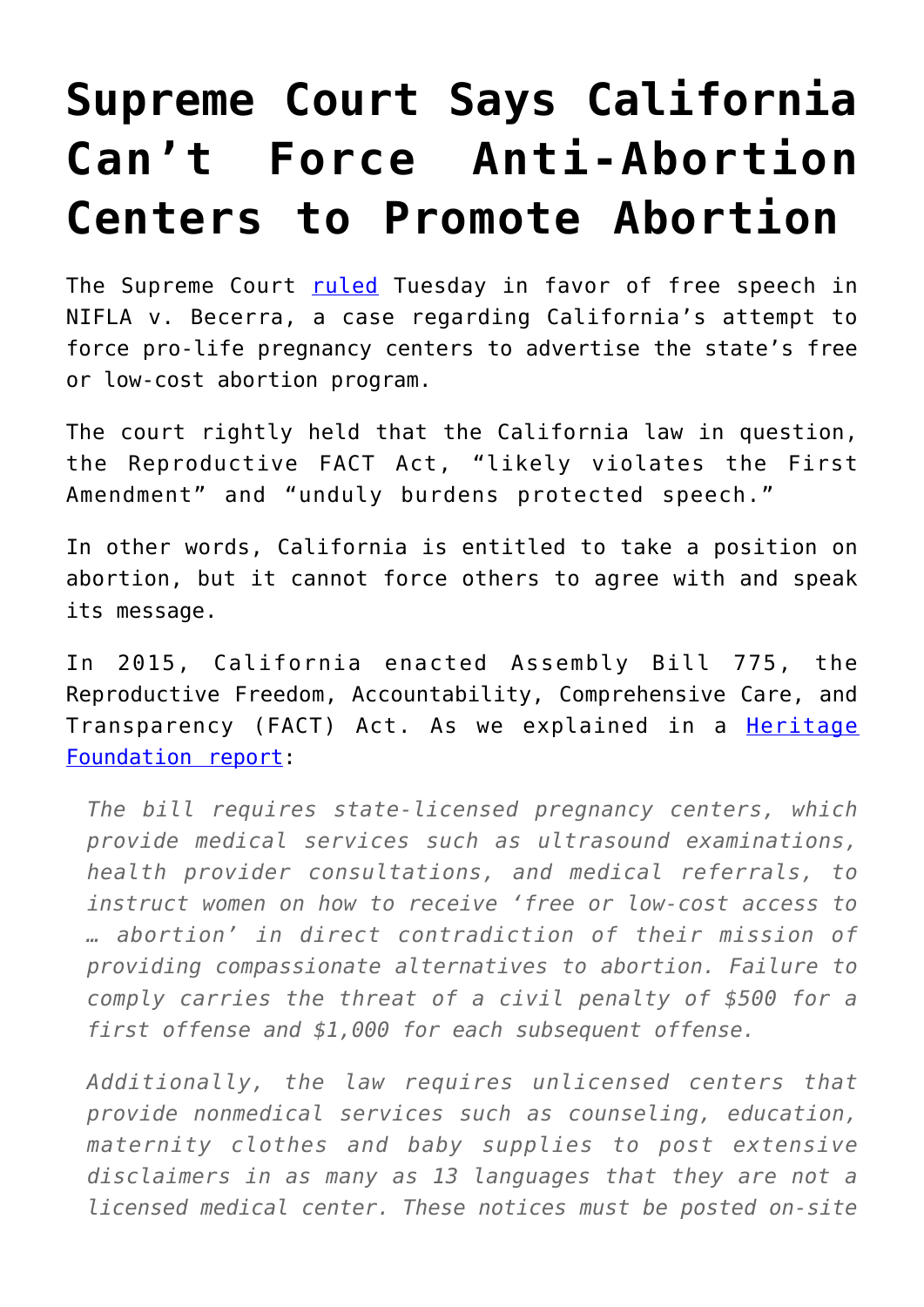# Supreme Court Says California Can't Force Anti-Abortion Centers to Promote Abortion

The Supreme Court ruled Tuesday in favor of free speech in NIFLA v. Becerra, a case regarding California's attempt to force pro-life pregnancy centers to advertise the state's free or low-cost abortion program.

The court rightly held that the California law in question, the Reproductive FACT Act, "likely violates the First Amendment" and "unduly burdens protected speech."

In other words, California is entitled to take a position on abortion, but it cannot force others to agree with and speak its message.

In 2015, California enacted Assembly Bill 775, the Reproductive Freedom, Accountability, Comprehensive Care, and Transparency (FACT) Act. As we explained in a Heritage Foundation report:

> *The bill requires state-licensed pregnancy centers, which provide medical services such as ultrasound examinations, health provider consultations, and medical referrals, to instruct women on how to receive 'free or low-cost access to … abortion' in direct contradiction of their mission of providing compassionate alternatives to abortion. Failure to comply carries the threat of a civil penalty of $500 for a first offense and $1,000 for each subsequent offense.*
>
> *Additionally, the law requires unlicensed centers that provide nonmedical services such as counseling, education, maternity clothes and baby supplies to post extensive disclaimers in as many as 13 languages that they are not a licensed medical center. These notices must be posted on-site*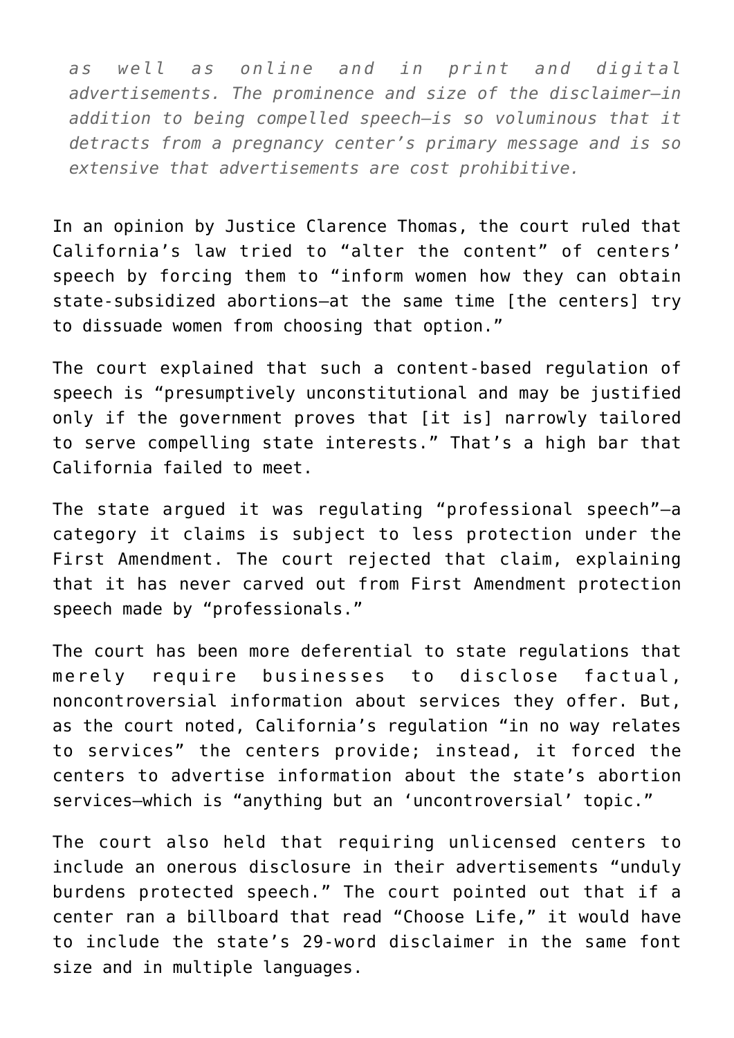*as well as online and in print and digital advertisements. The prominence and size of the disclaimer—in addition to being compelled speech—is so voluminous that it detracts from a pregnancy center's primary message and is so extensive that advertisements are cost prohibitive.*

In an opinion by Justice Clarence Thomas, the court ruled that California's law tried to "alter the content" of centers' speech by forcing them to "inform women how they can obtain state-subsidized abortions—at the same time [the centers] try to dissuade women from choosing that option."

The court explained that such a content-based regulation of speech is "presumptively unconstitutional and may be justified only if the government proves that [it is] narrowly tailored to serve compelling state interests." That's a high bar that California failed to meet.

The state argued it was regulating "professional speech"—a category it claims is subject to less protection under the First Amendment. The court rejected that claim, explaining that it has never carved out from First Amendment protection speech made by "professionals."

The court has been more deferential to state regulations that merely require businesses to disclose factual, noncontroversial information about services they offer. But, as the court noted, California's regulation "in no way relates to services" the centers provide; instead, it forced the centers to advertise information about the state's abortion services—which is "anything but an 'uncontroversial' topic."

The court also held that requiring unlicensed centers to include an onerous disclosure in their advertisements "unduly burdens protected speech." The court pointed out that if a center ran a billboard that read "Choose Life," it would have to include the state's 29-word disclaimer in the same font size and in multiple languages.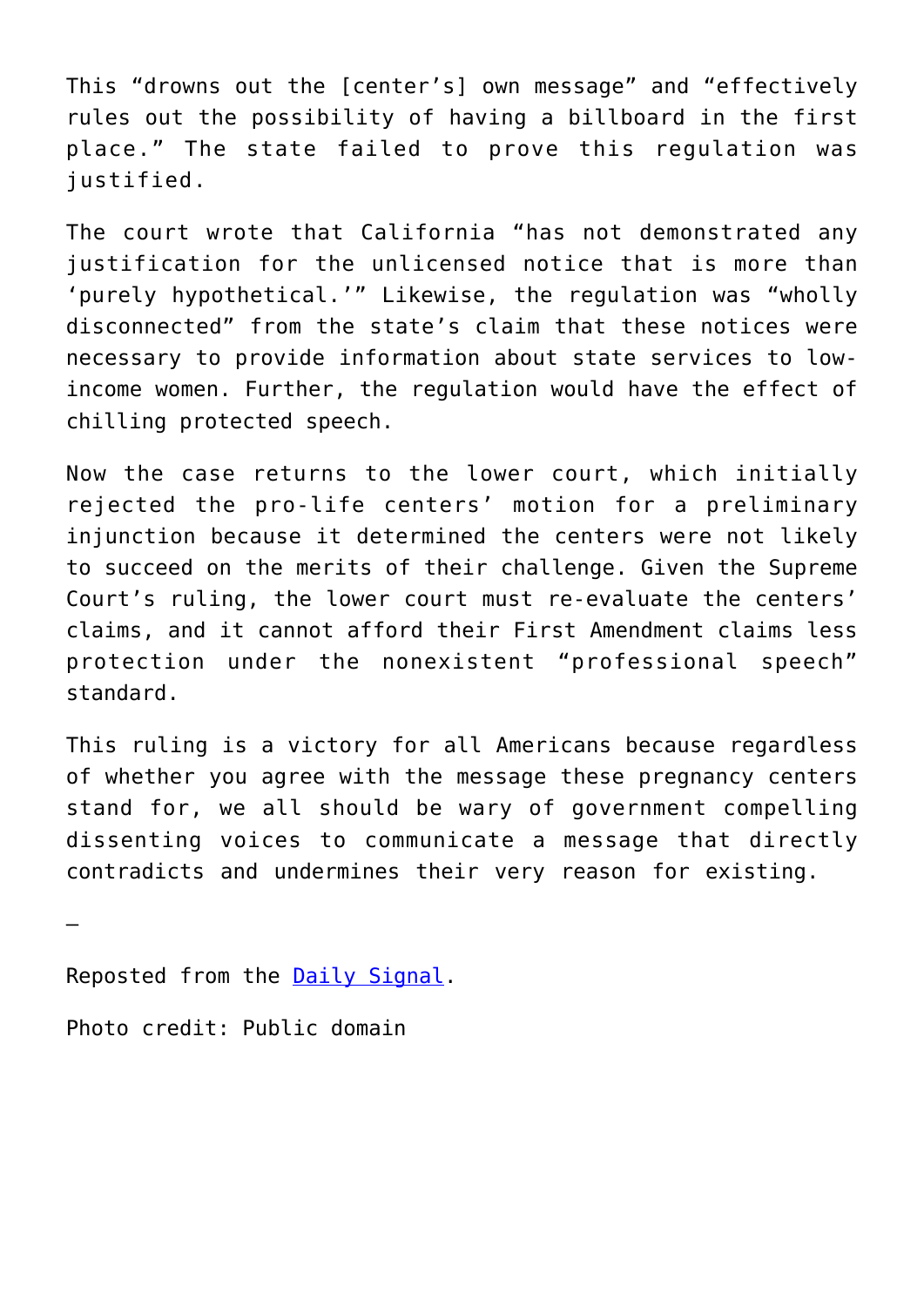This “drowns out the [center’s] own message” and “effectively rules out the possibility of having a billboard in the first place.” The state failed to prove this regulation was justified.

The court wrote that California “has not demonstrated any justification for the unlicensed notice that is more than ‘purely hypothetical.’” Likewise, the regulation was “wholly disconnected” from the state’s claim that these notices were necessary to provide information about state services to low-income women. Further, the regulation would have the effect of chilling protected speech.

Now the case returns to the lower court, which initially rejected the pro-life centers’ motion for a preliminary injunction because it determined the centers were not likely to succeed on the merits of their challenge. Given the Supreme Court’s ruling, the lower court must re-evaluate the centers’ claims, and it cannot afford their First Amendment claims less protection under the nonexistent “professional speech” standard.

This ruling is a victory for all Americans because regardless of whether you agree with the message these pregnancy centers stand for, we all should be wary of government compelling dissenting voices to communicate a message that directly contradicts and undermines their very reason for existing.

–

Reposted from the [Daily Signal](Daily Signal).

Photo credit: Public domain